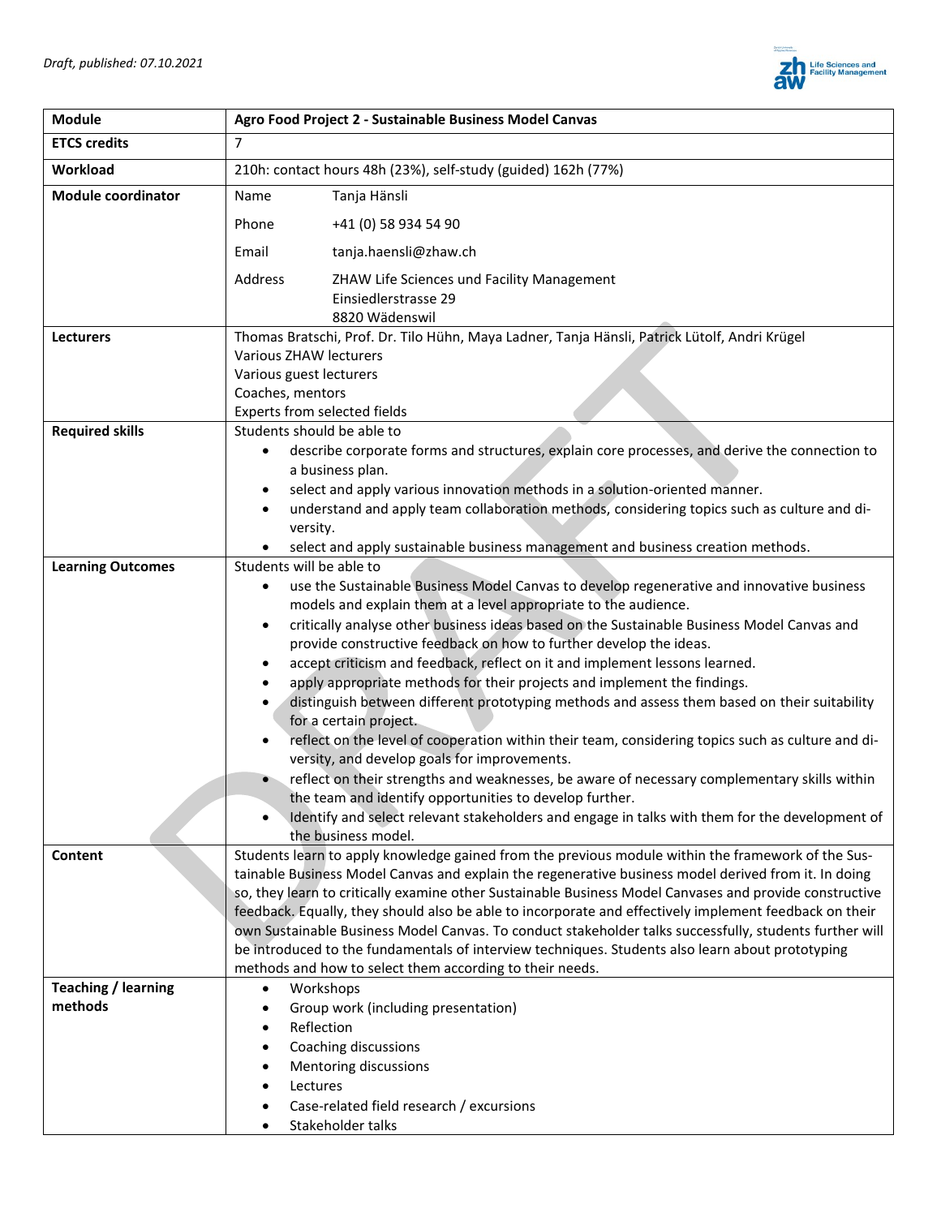*Draft, published: 07.10.2021*

| | |
|---|---|
| **Module** | **Agro Food Project 2 - Sustainable Business Model Canvas** |
| **ETCS credits** | 7 |
| **Workload** | 210h: contact hours 48h (23%), self-study (guided) 162h (77%) |
| **Module coordinator** | Name: Tanja Hänsli<br>Phone: +41 (0) 58 934 54 90<br>Email: tanja.haensli@zhaw.ch<br>Address: ZHAW Life Sciences und Facility Management, Einsiedlerstrasse 29, 8820 Wädenswil |
| **Lecturers** | Thomas Bratschi, Prof. Dr. Tilo Hühn, Maya Ladner, Tanja Hänsli, Patrick Lütolf, Andri Krügel<br>Various ZHAW lecturers<br>Various guest lecturers<br>Coaches, mentors<br>Experts from selected fields |
| **Required skills** | Students should be able to<br>• describe corporate forms and structures, explain core processes, and derive the connection to a business plan.<br>• select and apply various innovation methods in a solution-oriented manner.<br>• understand and apply team collaboration methods, considering topics such as culture and diversity.<br>• select and apply sustainable business management and business creation methods. |
| **Learning Outcomes** | Students will be able to<br>• use the Sustainable Business Model Canvas to develop regenerative and innovative business models and explain them at a level appropriate to the audience.<br>• critically analyse other business ideas based on the Sustainable Business Model Canvas and provide constructive feedback on how to further develop the ideas.<br>• accept criticism and feedback, reflect on it and implement lessons learned.<br>• apply appropriate methods for their projects and implement the findings.<br>• distinguish between different prototyping methods and assess them based on their suitability for a certain project.<br>• reflect on the level of cooperation within their team, considering topics such as culture and diversity, and develop goals for improvements.<br>• reflect on their strengths and weaknesses, be aware of necessary complementary skills within the team and identify opportunities to develop further.<br>• Identify and select relevant stakeholders and engage in talks with them for the development of the business model. |
| **Content** | Students learn to apply knowledge gained from the previous module within the framework of the Sustainable Business Model Canvas and explain the regenerative business model derived from it. In doing so, they learn to critically examine other Sustainable Business Model Canvases and provide constructive feedback. Equally, they should also be able to incorporate and effectively implement feedback on their own Sustainable Business Model Canvas. To conduct stakeholder talks successfully, students further will be introduced to the fundamentals of interview techniques. Students also learn about prototyping methods and how to select them according to their needs. |
| **Teaching / learning methods** | • Workshops<br>• Group work (including presentation)<br>• Reflection<br>• Coaching discussions<br>• Mentoring discussions<br>• Lectures<br>• Case-related field research / excursions<br>• Stakeholder talks |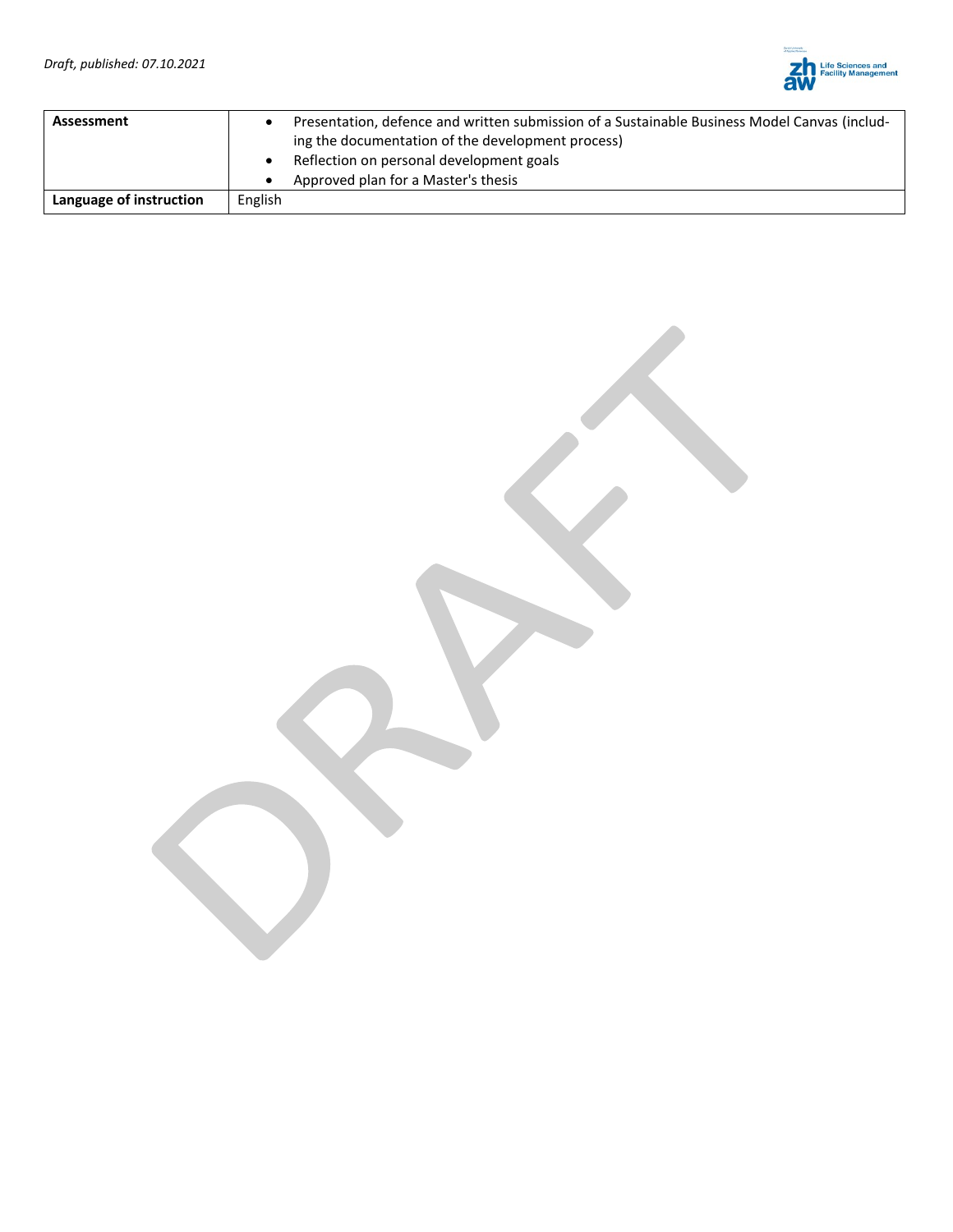| | |
|---|---|
| **Assessment** | • Presentation, defence and written submission of a Sustainable Business Model Canvas (including the documentation of the development process)<br>• Reflection on personal development goals<br>• Approved plan for a Master's thesis |
| **Language of instruction** | English |